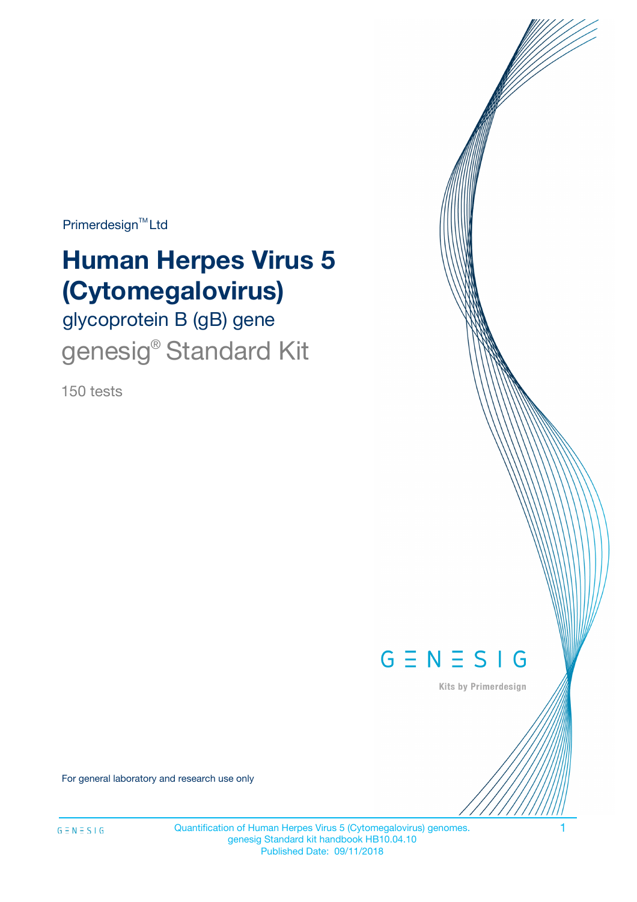Primerdesign™ Ltd

# Human Herpes Virus 5 (Cytomegalovirus)

## glycoprotein B (gB) gene

## genesig® Standard Kit

150 tests

GENESIG

Kits by Primerdesign

For general laboratory and research use only

Quantification of Human Herpes Virus 5 (Cytomegalovirus) genomes.
genesig Standard kit handbook HB10.04.10
Published Date: 09/11/2018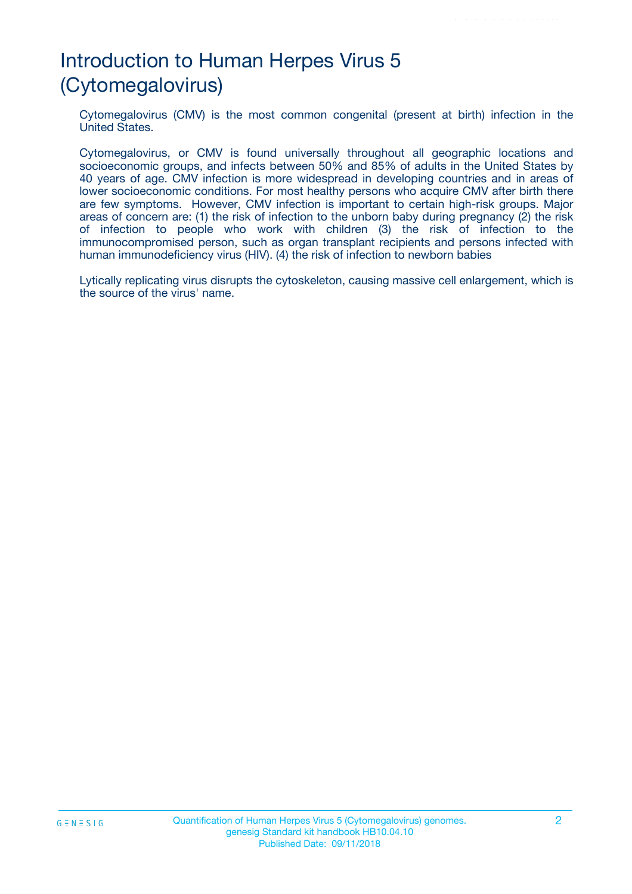# Introduction to Human Herpes Virus 5 (Cytomegalovirus)

Cytomegalovirus (CMV) is the most common congenital (present at birth) infection in the United States.

Cytomegalovirus, or CMV is found universally throughout all geographic locations and socioeconomic groups, and infects between 50% and 85% of adults in the United States by 40 years of age. CMV infection is more widespread in developing countries and in areas of lower socioeconomic conditions. For most healthy persons who acquire CMV after birth there are few symptoms. However, CMV infection is important to certain high-risk groups. Major areas of concern are: (1) the risk of infection to the unborn baby during pregnancy (2) the risk of infection to people who work with children (3) the risk of infection to the immunocompromised person, such as organ transplant recipients and persons infected with human immunodeficiency virus (HIV). (4) the risk of infection to newborn babies

Lytically replicating virus disrupts the cytoskeleton, causing massive cell enlargement, which is the source of the virus' name.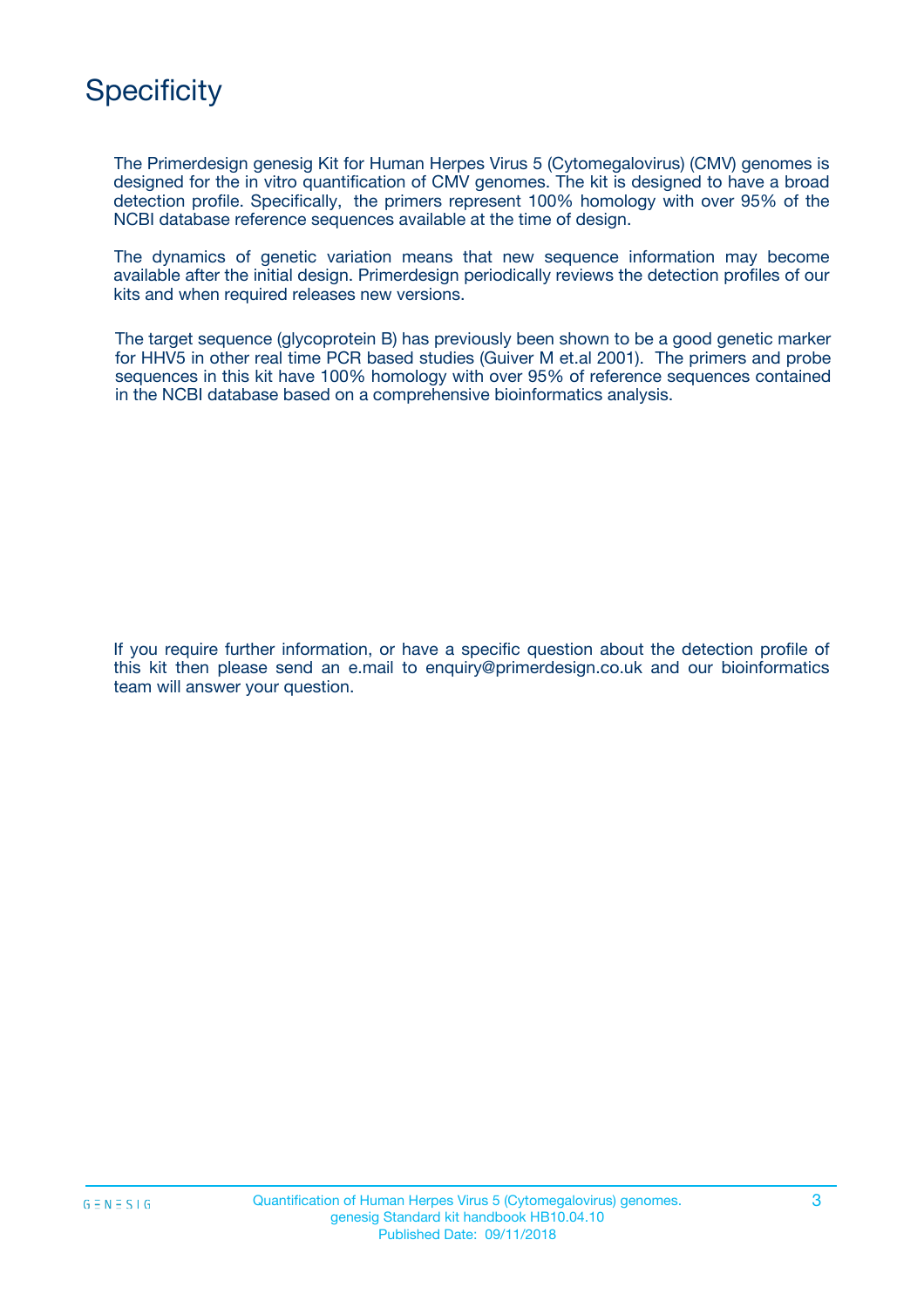# Specificity

The Primerdesign genesig Kit for Human Herpes Virus 5 (Cytomegalovirus) (CMV) genomes is designed for the in vitro quantification of CMV genomes. The kit is designed to have a broad detection profile. Specifically, the primers represent 100% homology with over 95% of the NCBI database reference sequences available at the time of design.

The dynamics of genetic variation means that new sequence information may become available after the initial design. Primerdesign periodically reviews the detection profiles of our kits and when required releases new versions.

The target sequence (glycoprotein B) has previously been shown to be a good genetic marker for HHV5 in other real time PCR based studies (Guiver M et.al 2001). The primers and probe sequences in this kit have 100% homology with over 95% of reference sequences contained in the NCBI database based on a comprehensive bioinformatics analysis.

If you require further information, or have a specific question about the detection profile of this kit then please send an e.mail to enquiry@primerdesign.co.uk and our bioinformatics team will answer your question.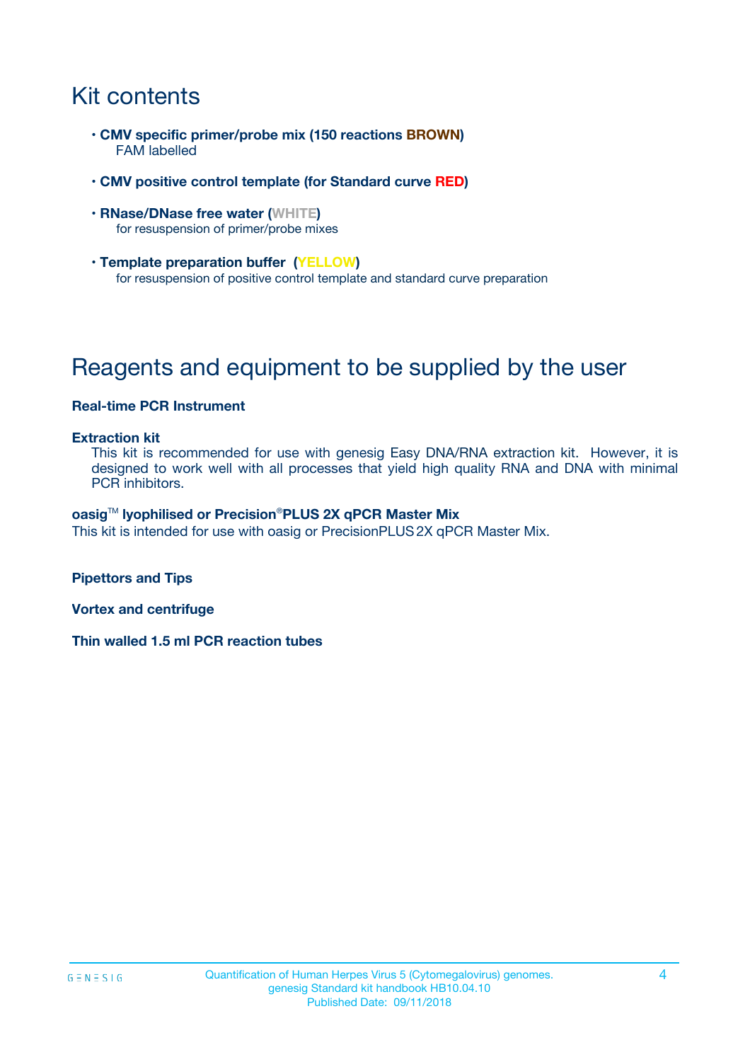# Kit contents

- **CMV specific primer/probe mix (150 reactions BROWN)**
  FAM labelled
- **CMV positive control template (for Standard curve RED)**
- **RNase/DNase free water (WHITE)**
  for resuspension of primer/probe mixes
- **Template preparation buffer (YELLOW)**
  for resuspension of positive control template and standard curve preparation

# Reagents and equipment to be supplied by the user

**Real-time PCR Instrument**

**Extraction kit**

This kit is recommended for use with genesig Easy DNA/RNA extraction kit. However, it is designed to work well with all processes that yield high quality RNA and DNA with minimal PCR inhibitors.

**oasig™ lyophilised or Precision®PLUS 2X qPCR Master Mix**

This kit is intended for use with oasig or PrecisionPLUS 2X qPCR Master Mix.

**Pipettors and Tips**

**Vortex and centrifuge**

**Thin walled 1.5 ml PCR reaction tubes**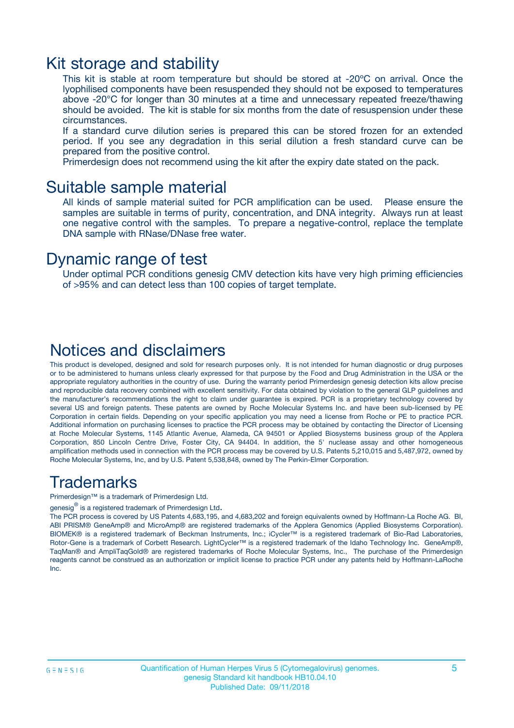## Kit storage and stability

This kit is stable at room temperature but should be stored at -20ºC on arrival. Once the lyophilised components have been resuspended they should not be exposed to temperatures above -20°C for longer than 30 minutes at a time and unnecessary repeated freeze/thawing should be avoided. The kit is stable for six months from the date of resuspension under these circumstances.

If a standard curve dilution series is prepared this can be stored frozen for an extended period. If you see any degradation in this serial dilution a fresh standard curve can be prepared from the positive control.

Primerdesign does not recommend using the kit after the expiry date stated on the pack.

## Suitable sample material

All kinds of sample material suited for PCR amplification can be used. Please ensure the samples are suitable in terms of purity, concentration, and DNA integrity. Always run at least one negative control with the samples. To prepare a negative-control, replace the template DNA sample with RNase/DNase free water.

## Dynamic range of test

Under optimal PCR conditions genesig CMV detection kits have very high priming efficiencies of >95% and can detect less than 100 copies of target template.

## Notices and disclaimers

This product is developed, designed and sold for research purposes only. It is not intended for human diagnostic or drug purposes or to be administered to humans unless clearly expressed for that purpose by the Food and Drug Administration in the USA or the appropriate regulatory authorities in the country of use. During the warranty period Primerdesign genesig detection kits allow precise and reproducible data recovery combined with excellent sensitivity. For data obtained by violation to the general GLP guidelines and the manufacturer's recommendations the right to claim under guarantee is expired. PCR is a proprietary technology covered by several US and foreign patents. These patents are owned by Roche Molecular Systems Inc. and have been sub-licensed by PE Corporation in certain fields. Depending on your specific application you may need a license from Roche or PE to practice PCR. Additional information on purchasing licenses to practice the PCR process may be obtained by contacting the Director of Licensing at Roche Molecular Systems, 1145 Atlantic Avenue, Alameda, CA 94501 or Applied Biosystems business group of the Applera Corporation, 850 Lincoln Centre Drive, Foster City, CA 94404. In addition, the 5' nuclease assay and other homogeneous amplification methods used in connection with the PCR process may be covered by U.S. Patents 5,210,015 and 5,487,972, owned by Roche Molecular Systems, Inc, and by U.S. Patent 5,538,848, owned by The Perkin-Elmer Corporation.

## Trademarks

Primerdesign™ is a trademark of Primerdesign Ltd.

genesig® is a registered trademark of Primerdesign Ltd.

The PCR process is covered by US Patents 4,683,195, and 4,683,202 and foreign equivalents owned by Hoffmann-La Roche AG. BI, ABI PRISM® GeneAmp® and MicroAmp® are registered trademarks of the Applera Genomics (Applied Biosystems Corporation). BIOMEK® is a registered trademark of Beckman Instruments, Inc.; iCycler™ is a registered trademark of Bio-Rad Laboratories, Rotor-Gene is a trademark of Corbett Research. LightCycler™ is a registered trademark of the Idaho Technology Inc. GeneAmp®, TaqMan® and AmpliTaqGold® are registered trademarks of Roche Molecular Systems, Inc., The purchase of the Primerdesign reagents cannot be construed as an authorization or implicit license to practice PCR under any patents held by Hoffmann-LaRoche Inc.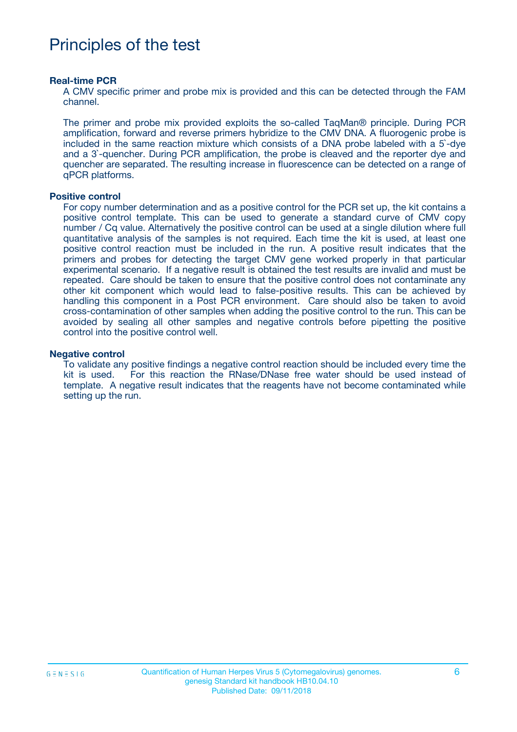# Principles of the test

### Real-time PCR

A CMV specific primer and probe mix is provided and this can be detected through the FAM channel.

The primer and probe mix provided exploits the so-called TaqMan® principle. During PCR amplification, forward and reverse primers hybridize to the CMV DNA. A fluorogenic probe is included in the same reaction mixture which consists of a DNA probe labeled with a 5`-dye and a 3`-quencher. During PCR amplification, the probe is cleaved and the reporter dye and quencher are separated. The resulting increase in fluorescence can be detected on a range of qPCR platforms.

### Positive control

For copy number determination and as a positive control for the PCR set up, the kit contains a positive control template. This can be used to generate a standard curve of CMV copy number / Cq value. Alternatively the positive control can be used at a single dilution where full quantitative analysis of the samples is not required. Each time the kit is used, at least one positive control reaction must be included in the run. A positive result indicates that the primers and probes for detecting the target CMV gene worked properly in that particular experimental scenario. If a negative result is obtained the test results are invalid and must be repeated. Care should be taken to ensure that the positive control does not contaminate any other kit component which would lead to false-positive results. This can be achieved by handling this component in a Post PCR environment. Care should also be taken to avoid cross-contamination of other samples when adding the positive control to the run. This can be avoided by sealing all other samples and negative controls before pipetting the positive control into the positive control well.

### Negative control

To validate any positive findings a negative control reaction should be included every time the kit is used. For this reaction the RNase/DNase free water should be used instead of template. A negative result indicates that the reagents have not become contaminated while setting up the run.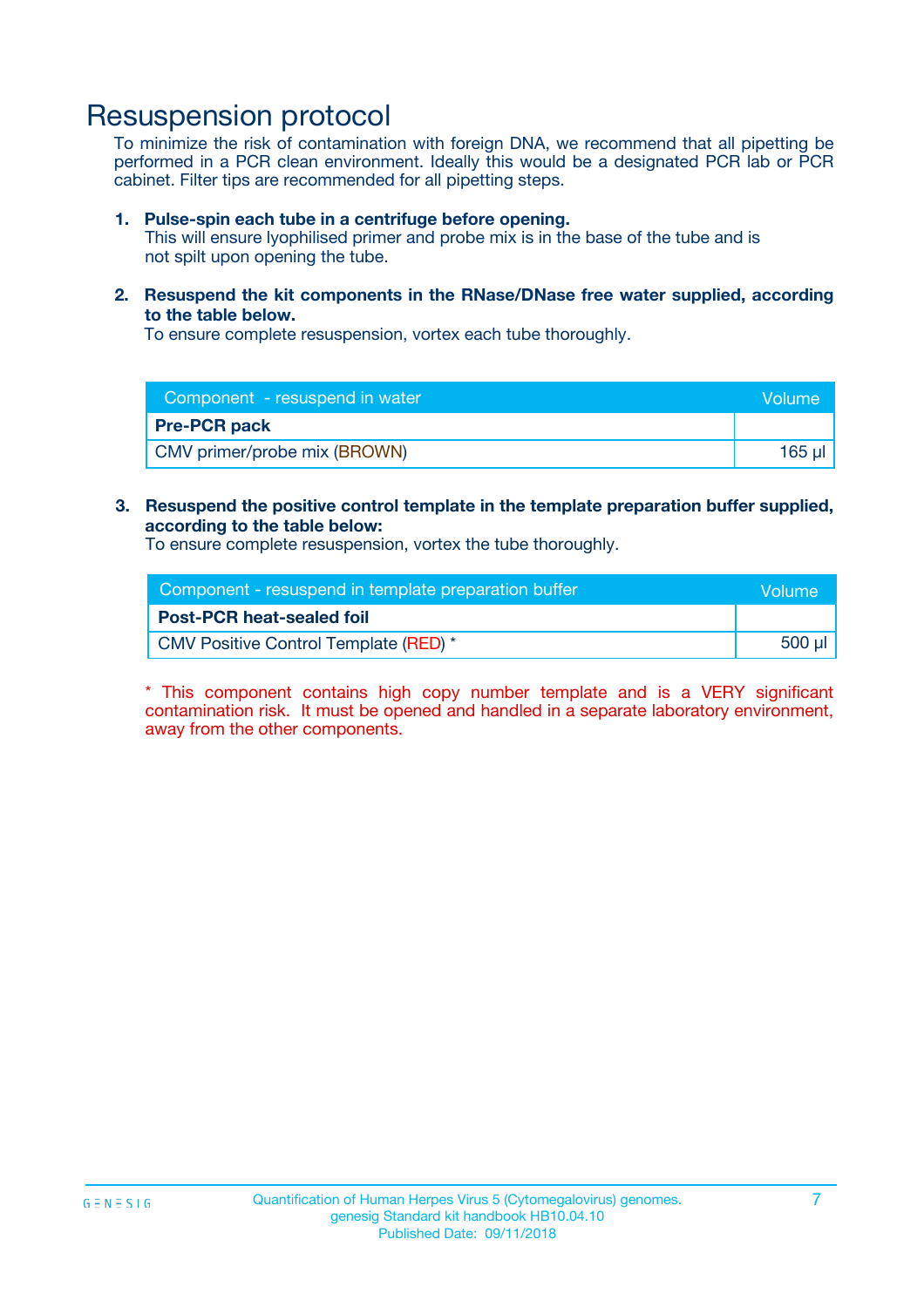# Resuspension protocol

To minimize the risk of contamination with foreign DNA, we recommend that all pipetting be performed in a PCR clean environment. Ideally this would be a designated PCR lab or PCR cabinet. Filter tips are recommended for all pipetting steps.

1. **Pulse-spin each tube in a centrifuge before opening.**
   This will ensure lyophilised primer and probe mix is in the base of the tube and is not spilt upon opening the tube.

2. **Resuspend the kit components in the RNase/DNase free water supplied, according to the table below.**
   To ensure complete resuspension, vortex each tube thoroughly.

| Component - resuspend in water | Volume |
| --- | --- |
| **Pre-PCR pack** | |
| CMV primer/probe mix (BROWN) | 165 µl |

3. **Resuspend the positive control template in the template preparation buffer supplied, according to the table below:**
   To ensure complete resuspension, vortex the tube thoroughly.

| Component - resuspend in template preparation buffer | Volume |
| --- | --- |
| **Post-PCR heat-sealed foil** | |
| CMV Positive Control Template (RED) * | 500 µl |

* This component contains high copy number template and is a VERY significant contamination risk. It must be opened and handled in a separate laboratory environment, away from the other components.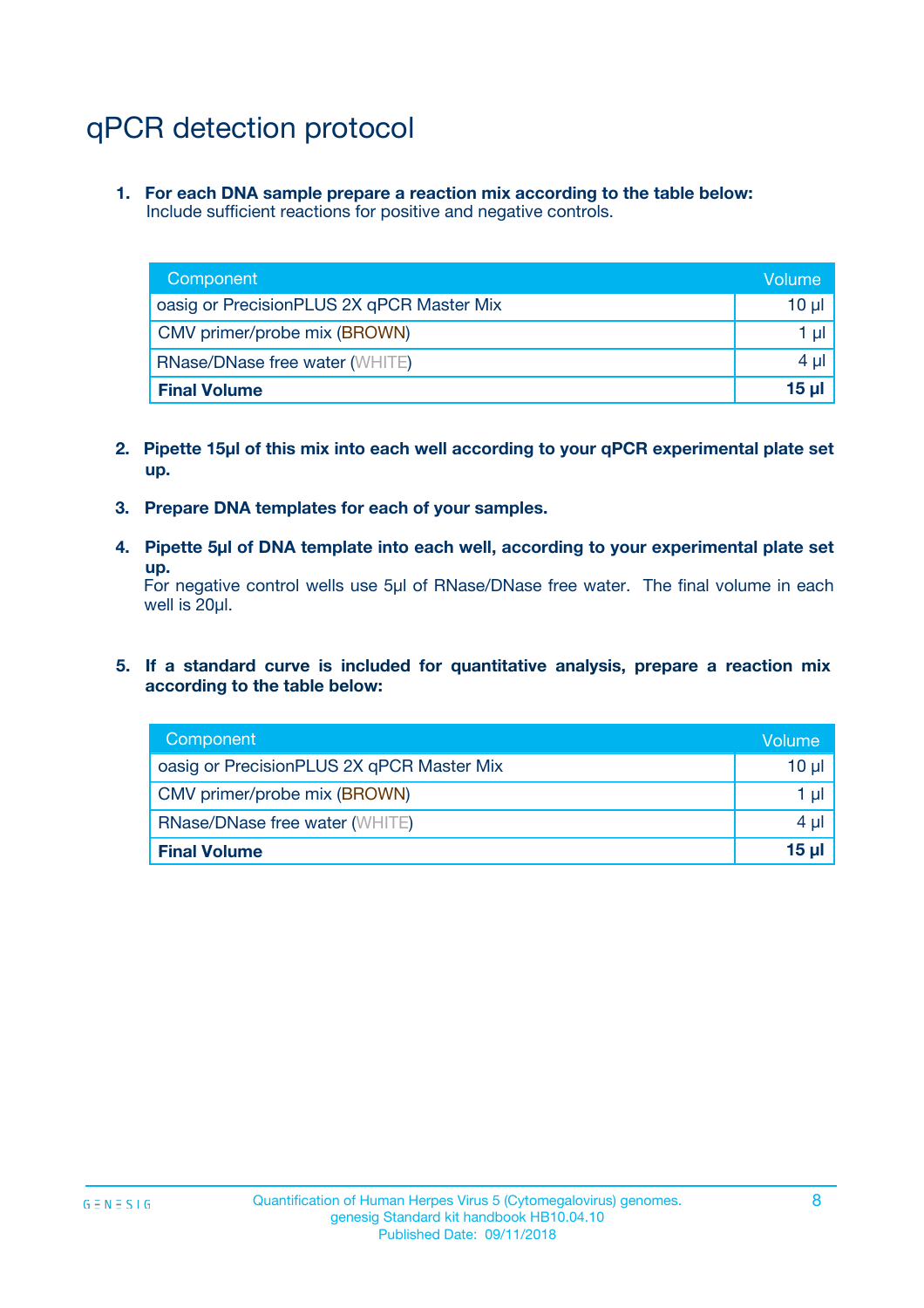# qPCR detection protocol

1. **For each DNA sample prepare a reaction mix according to the table below:**
   Include sufficient reactions for positive and negative controls.

| Component | Volume |
|---|---|
| oasig or PrecisionPLUS 2X qPCR Master Mix | 10 µl |
| CMV primer/probe mix (BROWN) | 1 µl |
| RNase/DNase free water (WHITE) | 4 µl |
| **Final Volume** | **15 µl** |

2. **Pipette 15µl of this mix into each well according to your qPCR experimental plate set up.**

3. **Prepare DNA templates for each of your samples.**

4. **Pipette 5µl of DNA template into each well, according to your experimental plate set up.**
   For negative control wells use 5µl of RNase/DNase free water. The final volume in each well is 20µl.

5. **If a standard curve is included for quantitative analysis, prepare a reaction mix according to the table below:**

| Component | Volume |
|---|---|
| oasig or PrecisionPLUS 2X qPCR Master Mix | 10 µl |
| CMV primer/probe mix (BROWN) | 1 µl |
| RNase/DNase free water (WHITE) | 4 µl |
| **Final Volume** | **15 µl** |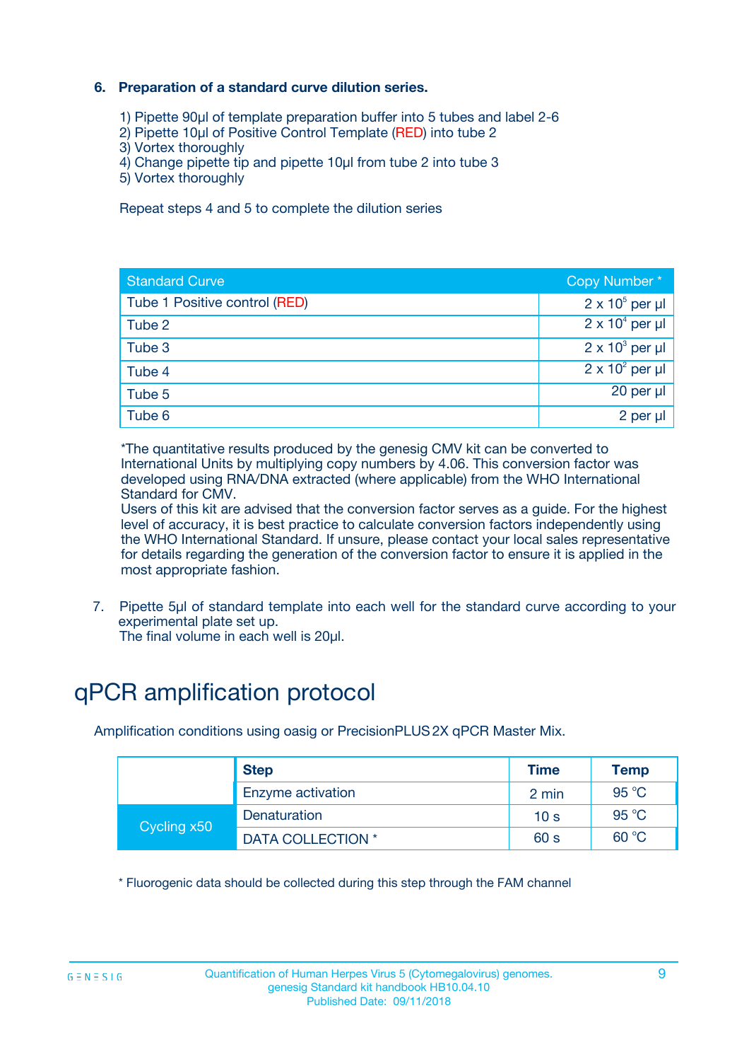### 6. Preparation of a standard curve dilution series.

1) Pipette 90µl of template preparation buffer into 5 tubes and label 2-6
2) Pipette 10µl of Positive Control Template (RED) into tube 2
3) Vortex thoroughly
4) Change pipette tip and pipette 10µl from tube 2 into tube 3
5) Vortex thoroughly

Repeat steps 4 and 5 to complete the dilution series

| Standard Curve | Copy Number * |
|---|---|
| Tube 1 Positive control (RED) | $2 \times 10^5$ per µl |
| Tube 2 | $2 \times 10^4$ per µl |
| Tube 3 | $2 \times 10^3$ per µl |
| Tube 4 | $2 \times 10^2$ per µl |
| Tube 5 | 20 per µl |
| Tube 6 | 2 per µl |

*The quantitative results produced by the genesig CMV kit can be converted to International Units by multiplying copy numbers by 4.06. This conversion factor was developed using RNA/DNA extracted (where applicable) from the WHO International Standard for CMV.
Users of this kit are advised that the conversion factor serves as a guide. For the highest level of accuracy, it is best practice to calculate conversion factors independently using the WHO International Standard. If unsure, please contact your local sales representative for details regarding the generation of the conversion factor to ensure it is applied in the most appropriate fashion.

7. Pipette 5µl of standard template into each well for the standard curve according to your experimental plate set up.
   The final volume in each well is 20µl.

# qPCR amplification protocol

Amplification conditions using oasig or PrecisionPLUS 2X qPCR Master Mix.

| | Step | Time | Temp |
|---|---|---|---|
| | Enzyme activation | 2 min | 95 °C |
| Cycling x50 | Denaturation | 10 s | 95 °C |
| | DATA COLLECTION * | 60 s | 60 °C |

* Fluorogenic data should be collected during this step through the FAM channel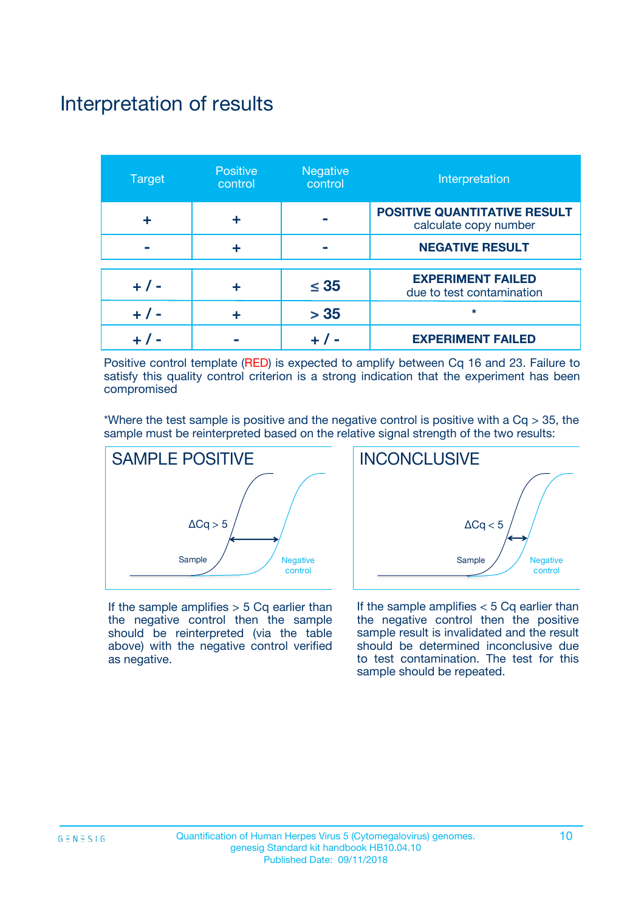# Interpretation of results

| Target | Positive control | Negative control | Interpretation |
|---|---|---|---|
| + | + | - | **POSITIVE QUANTITATIVE RESULT** calculate copy number |
| - | + | - | **NEGATIVE RESULT** |
| + / - | + | ≤ 35 | **EXPERIMENT FAILED** due to test contamination |
| + / - | + | > 35 | * |
| + / - | - | + / - | **EXPERIMENT FAILED** |

Positive control template (RED) is expected to amplify between Cq 16 and 23. Failure to satisfy this quality control criterion is a strong indication that the experiment has been compromised

*Where the test sample is positive and the negative control is positive with a Cq > 35, the sample must be reinterpreted based on the relative signal strength of the two results:

SAMPLE POSITIVE

ΔCq > 5

Sample

Negative control

If the sample amplifies > 5 Cq earlier than the negative control then the sample should be reinterpreted (via the table above) with the negative control verified as negative.

INCONCLUSIVE

ΔCq < 5

Sample

Negative control

If the sample amplifies < 5 Cq earlier than the negative control then the positive sample result is invalidated and the result should be determined inconclusive due to test contamination. The test for this sample should be repeated.